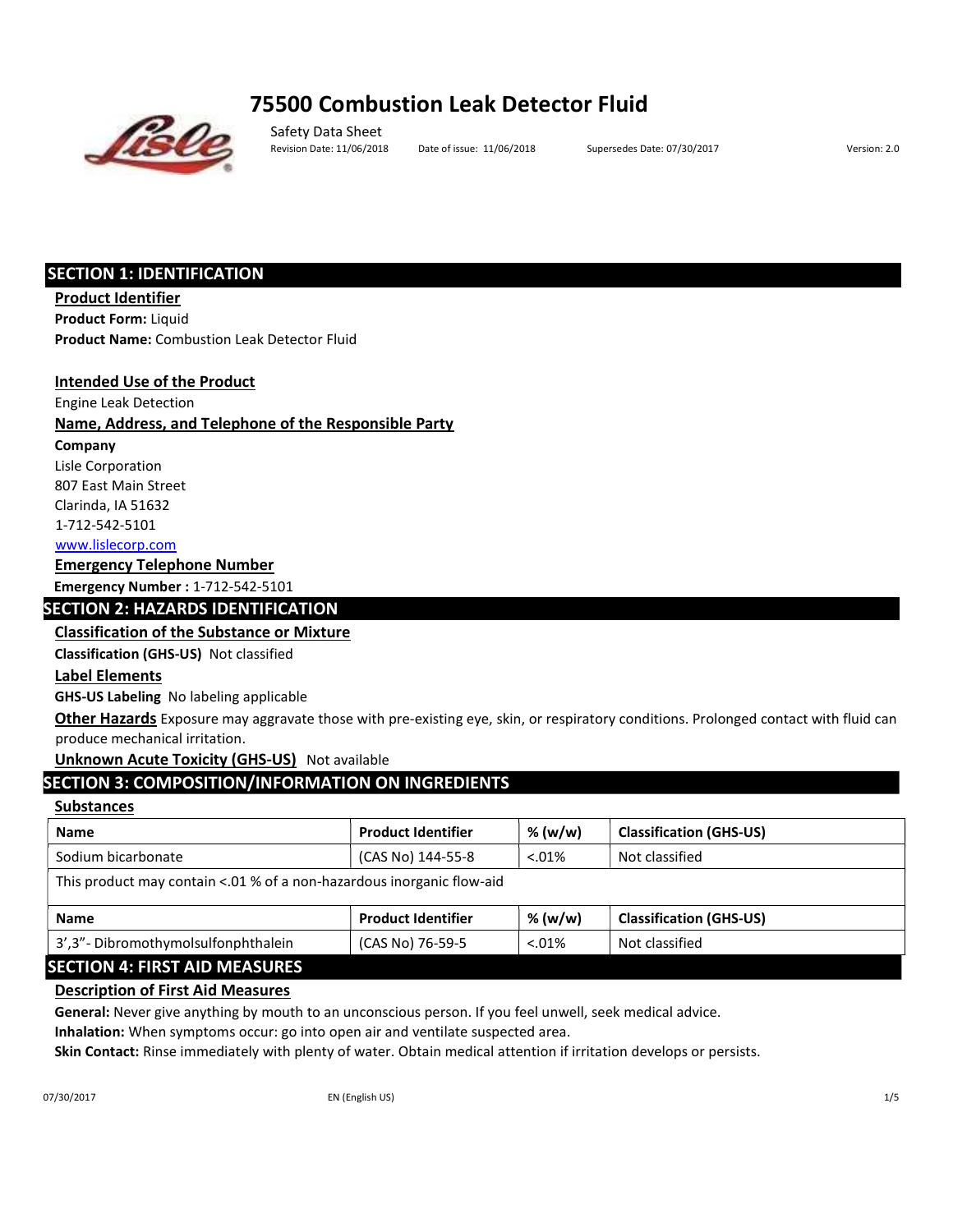# 75500 Combustion Leak Detector Fluid

Safety Data Sheet

Revision Date: 11/06/2018 Date of issue: 11/06/2018 Supersedes Date: 07/30/2017 Version: 2.0

## SECTION 1: IDENTIFICATION

### Product Identifier

**Product Form:** Liquid

**Product Name:** Combustion Leak Detector Fluid

### Intended Use of the Product

Engine Leak Detection

### Name, Address, and Telephone of the Responsible Party

**Company**

Lisle Corporation
807 East Main Street
Clarinda, IA 51632
1-712-542-5101
www.lislecorp.com

### Emergency Telephone Number

**Emergency Number :** 1-712-542-5101

## SECTION 2: HAZARDS IDENTIFICATION

### Classification of the Substance or Mixture

**Classification (GHS-US)** Not classified

### Label Elements

**GHS-US Labeling** No labeling applicable

**Other Hazards** Exposure may aggravate those with pre-existing eye, skin, or respiratory conditions. Prolonged contact with fluid can produce mechanical irritation.

**Unknown Acute Toxicity (GHS-US)** Not available

## SECTION 3: COMPOSITION/INFORMATION ON INGREDIENTS

### Substances

| Name | Product Identifier | % (w/w) | Classification (GHS-US) |
|---|---|---|---|
| Sodium bicarbonate | (CAS No) 144-55-8 | <.01% | Not classified |
| This product may contain <.01 % of a non-hazardous inorganic flow-aid | | | |
| **Name** | **Product Identifier** | **% (w/w)** | **Classification (GHS-US)** |
| 3',3"- Dibromothymolsulfonphthalein | (CAS No) 76-59-5 | <.01% | Not classified |

## SECTION 4: FIRST AID MEASURES

### Description of First Aid Measures

**General:** Never give anything by mouth to an unconscious person. If you feel unwell, seek medical advice.

**Inhalation:** When symptoms occur: go into open air and ventilate suspected area.

**Skin Contact:** Rinse immediately with plenty of water. Obtain medical attention if irritation develops or persists.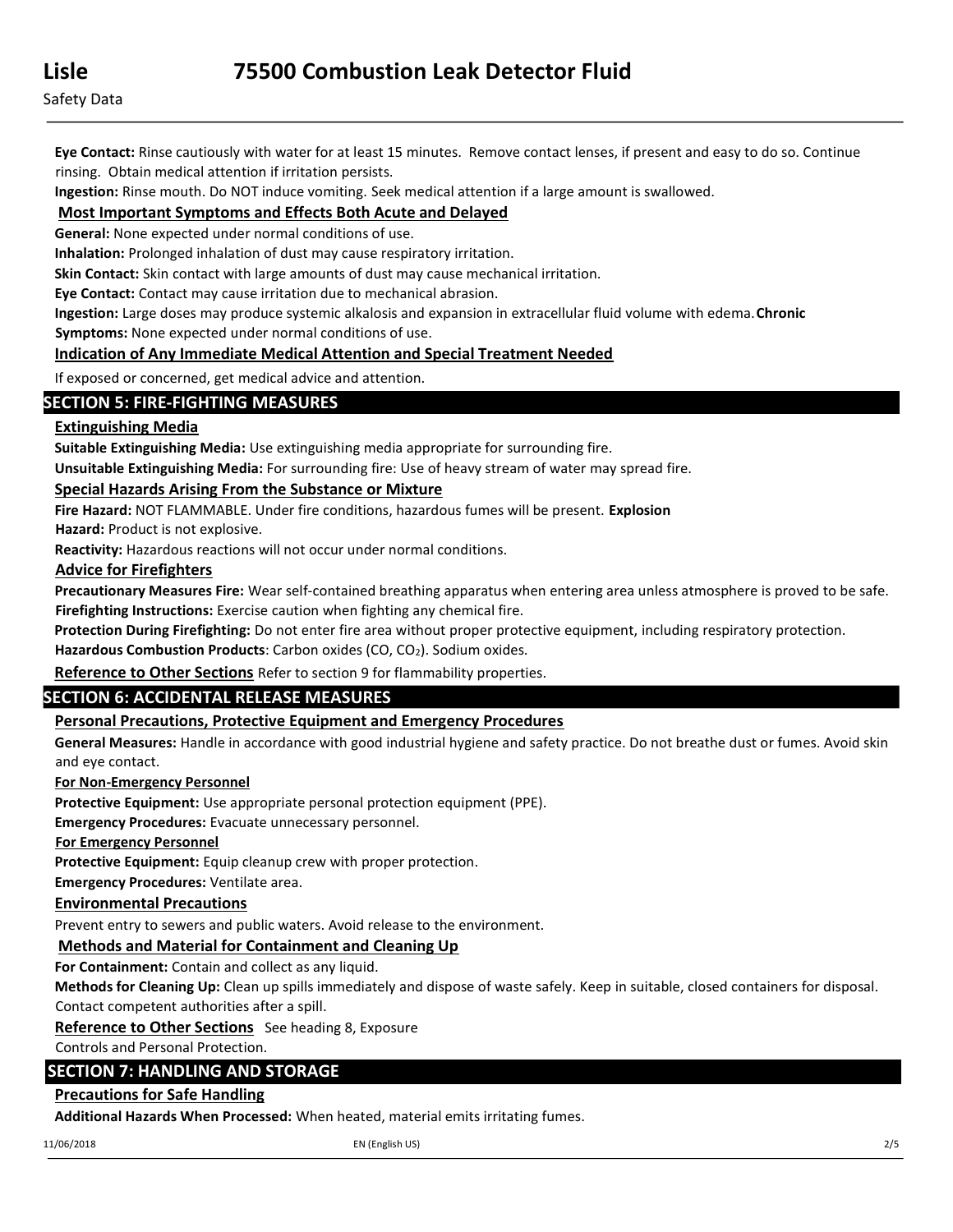**Eye Contact:** Rinse cautiously with water for at least 15 minutes. Remove contact lenses, if present and easy to do so. Continue rinsing. Obtain medical attention if irritation persists.

**Ingestion:** Rinse mouth. Do NOT induce vomiting. Seek medical attention if a large amount is swallowed.

### Most Important Symptoms and Effects Both Acute and Delayed

**General:** None expected under normal conditions of use.

**Inhalation:** Prolonged inhalation of dust may cause respiratory irritation.

**Skin Contact:** Skin contact with large amounts of dust may cause mechanical irritation.

**Eye Contact:** Contact may cause irritation due to mechanical abrasion.

**Ingestion:** Large doses may produce systemic alkalosis and expansion in extracellular fluid volume with edema. **Chronic Symptoms:** None expected under normal conditions of use.

### Indication of Any Immediate Medical Attention and Special Treatment Needed

If exposed or concerned, get medical advice and attention.

## SECTION 5: FIRE-FIGHTING MEASURES

### Extinguishing Media

**Suitable Extinguishing Media:** Use extinguishing media appropriate for surrounding fire.

**Unsuitable Extinguishing Media:** For surrounding fire: Use of heavy stream of water may spread fire.

### Special Hazards Arising From the Substance or Mixture

**Fire Hazard:** NOT FLAMMABLE. Under fire conditions, hazardous fumes will be present. **Explosion Hazard:** Product is not explosive.

**Reactivity:** Hazardous reactions will not occur under normal conditions.

### Advice for Firefighters

**Precautionary Measures Fire:** Wear self-contained breathing apparatus when entering area unless atmosphere is proved to be safe.

**Firefighting Instructions:** Exercise caution when fighting any chemical fire.

**Protection During Firefighting:** Do not enter fire area without proper protective equipment, including respiratory protection.

**Hazardous Combustion Products**: Carbon oxides (CO, $CO_2$). Sodium oxides.

**Reference to Other Sections** Refer to section 9 for flammability properties.

## SECTION 6: ACCIDENTAL RELEASE MEASURES

### Personal Precautions, Protective Equipment and Emergency Procedures

**General Measures:** Handle in accordance with good industrial hygiene and safety practice. Do not breathe dust or fumes. Avoid skin and eye contact.

#### For Non-Emergency Personnel

**Protective Equipment:** Use appropriate personal protection equipment (PPE).

**Emergency Procedures:** Evacuate unnecessary personnel.

#### For Emergency Personnel

**Protective Equipment:** Equip cleanup crew with proper protection.

**Emergency Procedures:** Ventilate area.

### Environmental Precautions

Prevent entry to sewers and public waters. Avoid release to the environment.

### Methods and Material for Containment and Cleaning Up

**For Containment:** Contain and collect as any liquid.

**Methods for Cleaning Up:** Clean up spills immediately and dispose of waste safely. Keep in suitable, closed containers for disposal. Contact competent authorities after a spill.

**Reference to Other Sections** See heading 8, Exposure Controls and Personal Protection.

## SECTION 7: HANDLING AND STORAGE

### Precautions for Safe Handling

**Additional Hazards When Processed:** When heated, material emits irritating fumes.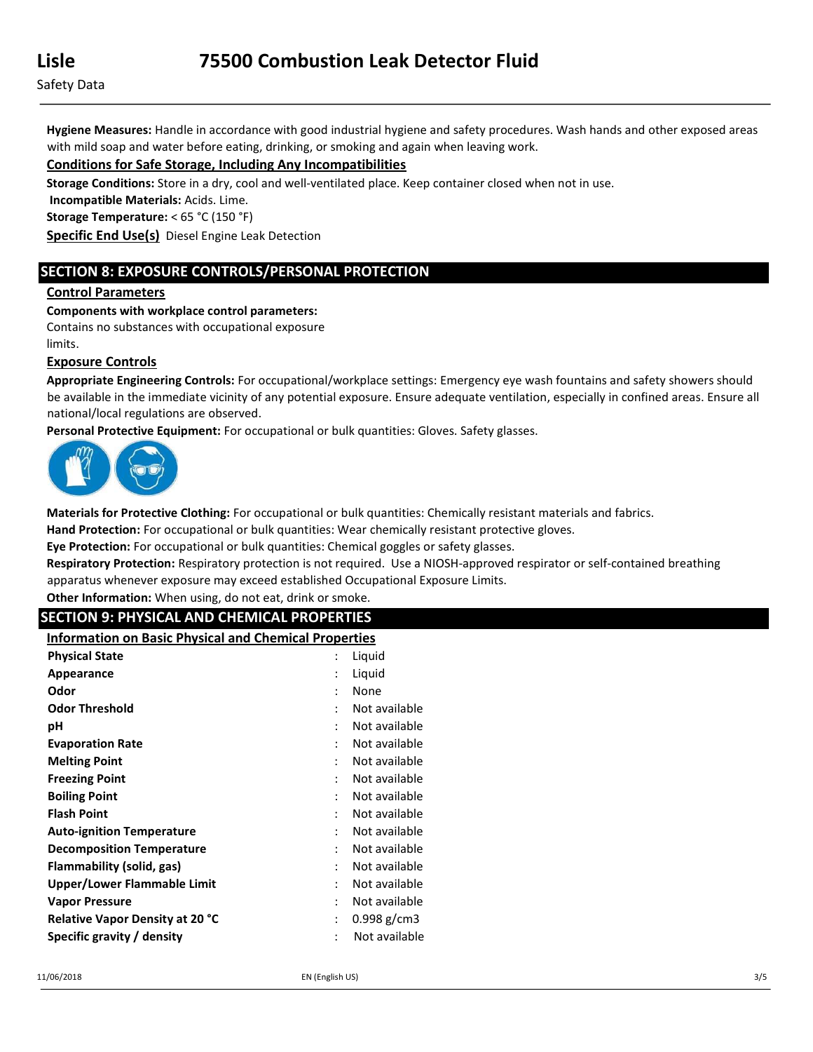**Hygiene Measures:** Handle in accordance with good industrial hygiene and safety procedures. Wash hands and other exposed areas with mild soap and water before eating, drinking, or smoking and again when leaving work.

**Conditions for Safe Storage, Including Any Incompatibilities**

**Storage Conditions:** Store in a dry, cool and well-ventilated place. Keep container closed when not in use.

**Incompatible Materials:** Acids. Lime.

**Storage Temperature:** < 65 °C (150 °F)

**Specific End Use(s)** Diesel Engine Leak Detection

## SECTION 8: EXPOSURE CONTROLS/PERSONAL PROTECTION

**Control Parameters**

**Components with workplace control parameters:**

Contains no substances with occupational exposure limits.

**Exposure Controls**

**Appropriate Engineering Controls:** For occupational/workplace settings: Emergency eye wash fountains and safety showers should be available in the immediate vicinity of any potential exposure. Ensure adequate ventilation, especially in confined areas. Ensure all national/local regulations are observed.

**Personal Protective Equipment:** For occupational or bulk quantities: Gloves. Safety glasses.

**Materials for Protective Clothing:** For occupational or bulk quantities: Chemically resistant materials and fabrics.

**Hand Protection:** For occupational or bulk quantities: Wear chemically resistant protective gloves.

**Eye Protection:** For occupational or bulk quantities: Chemical goggles or safety glasses.

**Respiratory Protection:** Respiratory protection is not required. Use a NIOSH-approved respirator or self-contained breathing apparatus whenever exposure may exceed established Occupational Exposure Limits.

**Other Information:** When using, do not eat, drink or smoke.

## SECTION 9: PHYSICAL AND CHEMICAL PROPERTIES

**Information on Basic Physical and Chemical Properties**

| Property | Value |
|---|---|
| **Physical State** | Liquid |
| **Appearance** | Liquid |
| **Odor** | None |
| **Odor Threshold** | Not available |
| **pH** | Not available |
| **Evaporation Rate** | Not available |
| **Melting Point** | Not available |
| **Freezing Point** | Not available |
| **Boiling Point** | Not available |
| **Flash Point** | Not available |
| **Auto-ignition Temperature** | Not available |
| **Decomposition Temperature** | Not available |
| **Flammability (solid, gas)** | Not available |
| **Upper/Lower Flammable Limit** | Not available |
| **Vapor Pressure** | Not available |
| **Relative Vapor Density at 20 °C** | 0.998 g/cm3 |
| **Specific gravity / density** | Not available |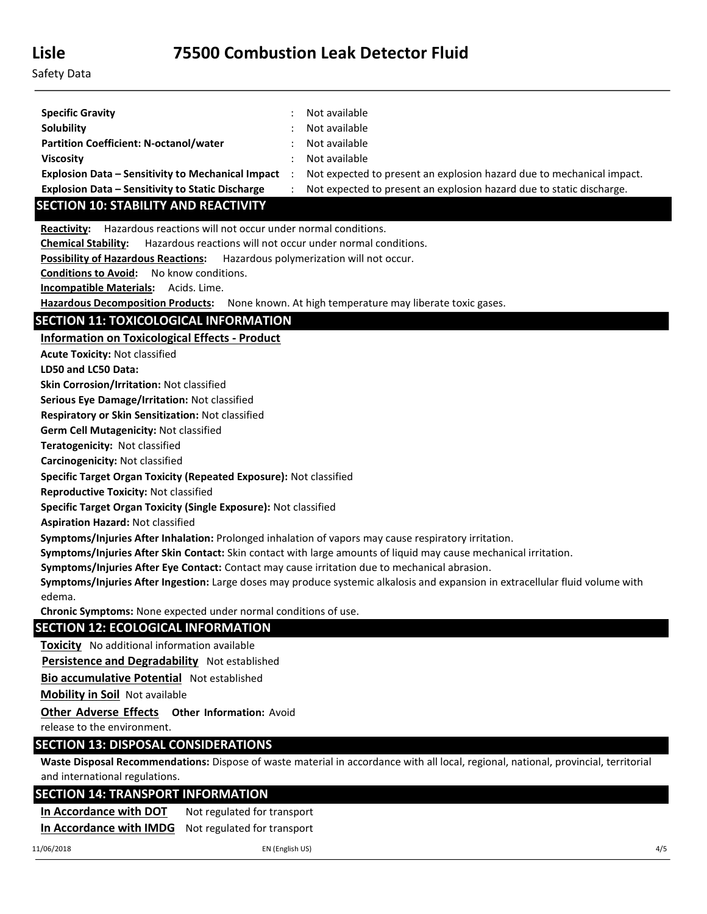| | | |
|---|---|---|
| **Specific Gravity** | : | Not available |
| **Solubility** | : | Not available |
| **Partition Coefficient: N-octanol/water** | : | Not available |
| **Viscosity** | : | Not available |
| **Explosion Data – Sensitivity to Mechanical Impact** | : | Not expected to present an explosion hazard due to mechanical impact. |
| **Explosion Data – Sensitivity to Static Discharge** | : | Not expected to present an explosion hazard due to static discharge. |

## SECTION 10: STABILITY AND REACTIVITY

**Reactivity:** Hazardous reactions will not occur under normal conditions.

**Chemical Stability:** Hazardous reactions will not occur under normal conditions.

**Possibility of Hazardous Reactions:** Hazardous polymerization will not occur.

**Conditions to Avoid:** No know conditions.

**Incompatible Materials:** Acids. Lime.

**Hazardous Decomposition Products:** None known. At high temperature may liberate toxic gases.

## SECTION 11: TOXICOLOGICAL INFORMATION

**Information on Toxicological Effects - Product**

**Acute Toxicity:** Not classified

**LD50 and LC50 Data:**

**Skin Corrosion/Irritation:** Not classified

**Serious Eye Damage/Irritation:** Not classified

**Respiratory or Skin Sensitization:** Not classified

**Germ Cell Mutagenicity:** Not classified

**Teratogenicity:** Not classified

**Carcinogenicity:** Not classified

**Specific Target Organ Toxicity (Repeated Exposure):** Not classified

**Reproductive Toxicity:** Not classified

**Specific Target Organ Toxicity (Single Exposure):** Not classified

**Aspiration Hazard:** Not classified

**Symptoms/Injuries After Inhalation:** Prolonged inhalation of vapors may cause respiratory irritation.

**Symptoms/Injuries After Skin Contact:** Skin contact with large amounts of liquid may cause mechanical irritation.

**Symptoms/Injuries After Eye Contact:** Contact may cause irritation due to mechanical abrasion.

**Symptoms/Injuries After Ingestion:** Large doses may produce systemic alkalosis and expansion in extracellular fluid volume with edema.

**Chronic Symptoms:** None expected under normal conditions of use.

## SECTION 12: ECOLOGICAL INFORMATION

**Toxicity** No additional information available

**Persistence and Degradability** Not established

**Bio accumulative Potential** Not established

**Mobility in Soil** Not available

**Other Adverse Effects** **Other Information:** Avoid release to the environment.

## SECTION 13: DISPOSAL CONSIDERATIONS

**Waste Disposal Recommendations:** Dispose of waste material in accordance with all local, regional, national, provincial, territorial and international regulations.

## SECTION 14: TRANSPORT INFORMATION

**In Accordance with DOT** Not regulated for transport

**In Accordance with IMDG** Not regulated for transport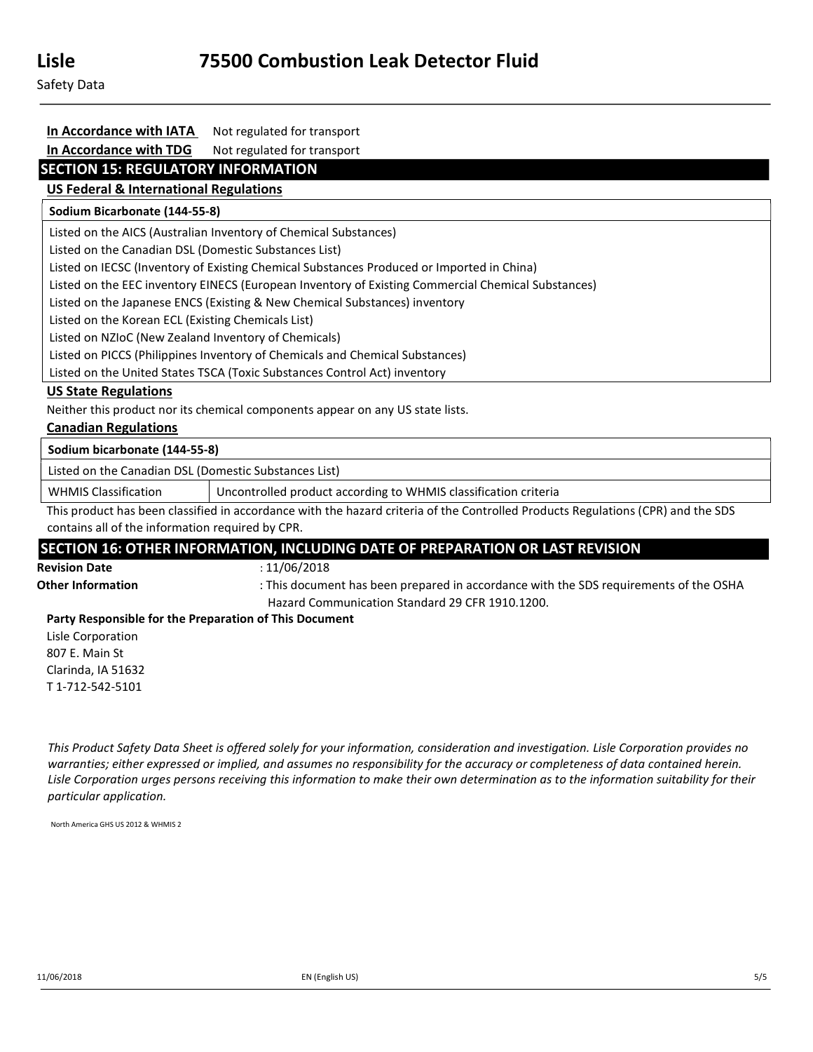**In Accordance with IATA** Not regulated for transport

**In Accordance with TDG** Not regulated for transport

## SECTION 15: REGULATORY INFORMATION

### US Federal & International Regulations

| Sodium Bicarbonate (144-55-8) |
|---|
| Listed on the AICS (Australian Inventory of Chemical Substances) |
| Listed on the Canadian DSL (Domestic Substances List) |
| Listed on IECSC (Inventory of Existing Chemical Substances Produced or Imported in China) |
| Listed on the EEC inventory EINECS (European Inventory of Existing Commercial Chemical Substances) |
| Listed on the Japanese ENCS (Existing & New Chemical Substances) inventory |
| Listed on the Korean ECL (Existing Chemicals List) |
| Listed on NZIoC (New Zealand Inventory of Chemicals) |
| Listed on PICCS (Philippines Inventory of Chemicals and Chemical Substances) |
| Listed on the United States TSCA (Toxic Substances Control Act) inventory |

### US State Regulations

Neither this product nor its chemical components appear on any US state lists.

### Canadian Regulations

| Sodium bicarbonate (144-55-8) | |
|---|---|
| Listed on the Canadian DSL (Domestic Substances List) | |
| WHMIS Classification | Uncontrolled product according to WHMIS classification criteria |

This product has been classified in accordance with the hazard criteria of the Controlled Products Regulations (CPR) and the SDS contains all of the information required by CPR.

## SECTION 16: OTHER INFORMATION, INCLUDING DATE OF PREPARATION OR LAST REVISION

**Revision Date** : 11/06/2018

**Other Information** : This document has been prepared in accordance with the SDS requirements of the OSHA Hazard Communication Standard 29 CFR 1910.1200.

**Party Responsible for the Preparation of This Document**

Lisle Corporation
807 E. Main St
Clarinda, IA 51632
T 1-712-542-5101

*This Product Safety Data Sheet is offered solely for your information, consideration and investigation. Lisle Corporation provides no warranties; either expressed or implied, and assumes no responsibility for the accuracy or completeness of data contained herein. Lisle Corporation urges persons receiving this information to make their own determination as to the information suitability for their particular application.*

North America GHS US 2012 & WHMIS 2